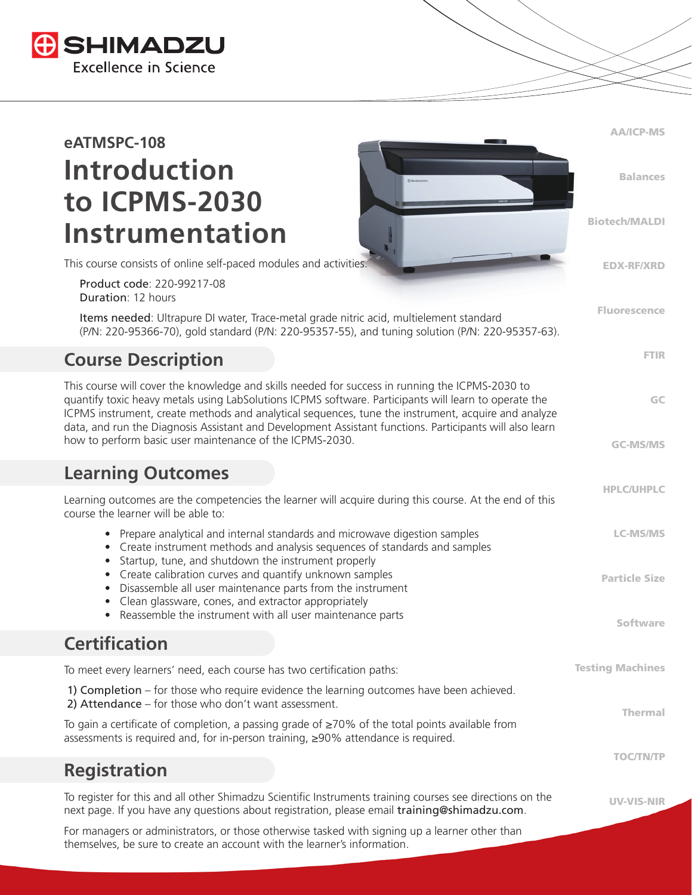# eATMSPC-108

# Introduction to ICPMS-2030 Instrumentation

This course consists of online self-paced modules and activities.

**Product code**: 220-99217-08
**Duration**: 12 hours

**Items needed**: Ultrapure DI water, Trace-metal grade nitric acid, multielement standard (P/N: 220-95366-70), gold standard (P/N: 220-95357-55), and tuning solution (P/N: 220-95357-63).

## Course Description

This course will cover the knowledge and skills needed for success in running the ICPMS-2030 to quantify toxic heavy metals using LabSolutions ICPMS software. Participants will learn to operate the ICPMS instrument, create methods and analytical sequences, tune the instrument, acquire and analyze data, and run the Diagnosis Assistant and Development Assistant functions. Participants will also learn how to perform basic user maintenance of the ICPMS-2030.

## Learning Outcomes

Learning outcomes are the competencies the learner will acquire during this course. At the end of this course the learner will be able to:

- Prepare analytical and internal standards and microwave digestion samples
- Create instrument methods and analysis sequences of standards and samples
- Startup, tune, and shutdown the instrument properly
- Create calibration curves and quantify unknown samples
- Disassemble all user maintenance parts from the instrument
- Clean glassware, cones, and extractor appropriately
- Reassemble the instrument with all user maintenance parts

## Certification

To meet every learners' need, each course has two certification paths:

1) Completion – for those who require evidence the learning outcomes have been achieved.
2) Attendance – for those who don't want assessment.

To gain a certificate of completion, a passing grade of ≥70% of the total points available from assessments is required and, for in-person training, ≥90% attendance is required.

## Registration

To register for this and all other Shimadzu Scientific Instruments training courses see directions on the next page. If you have any questions about registration, please email training@shimadzu.com.

For managers or administrators, or those otherwise tasked with signing up a learner other than themselves, be sure to create an account with the learner's information.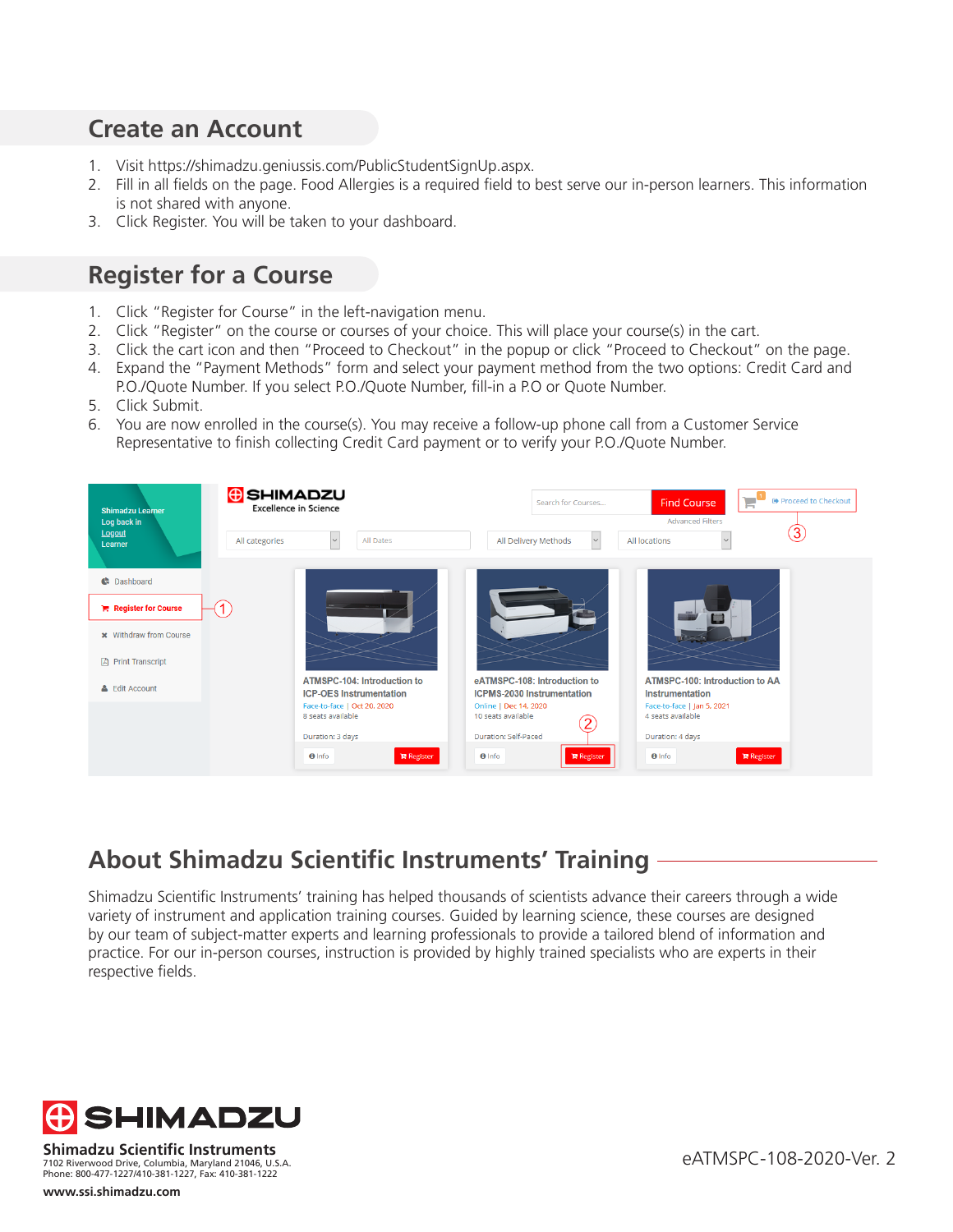## Create an Account

1. Visit https://shimadzu.geniussis.com/PublicStudentSignUp.aspx.
2. Fill in all fields on the page. Food Allergies is a required field to best serve our in-person learners. This information is not shared with anyone.
3. Click Register. You will be taken to your dashboard.

## Register for a Course

1. Click "Register for Course" in the left-navigation menu.
2. Click "Register" on the course or courses of your choice. This will place your course(s) in the cart.
3. Click the cart icon and then "Proceed to Checkout" in the popup or click "Proceed to Checkout" on the page.
4. Expand the "Payment Methods" form and select your payment method from the two options: Credit Card and P.O./Quote Number. If you select P.O./Quote Number, fill-in a P.O or Quote Number.
5. Click Submit.
6. You are now enrolled in the course(s). You may receive a follow-up phone call from a Customer Service Representative to finish collecting Credit Card payment or to verify your P.O./Quote Number.

## About Shimadzu Scientific Instruments' Training

Shimadzu Scientific Instruments' training has helped thousands of scientists advance their careers through a wide variety of instrument and application training courses. Guided by learning science, these courses are designed by our team of subject-matter experts and learning professionals to provide a tailored blend of information and practice. For our in-person courses, instruction is provided by highly trained specialists who are experts in their respective fields.

**Shimadzu Scientific Instruments**
7102 Riverwood Drive, Columbia, Maryland 21046, U.S.A.
Phone: 800-477-1227/410-381-1227, Fax: 410-381-1222

**www.ssi.shimadzu.com**

eATMSPC-108-2020-Ver. 2